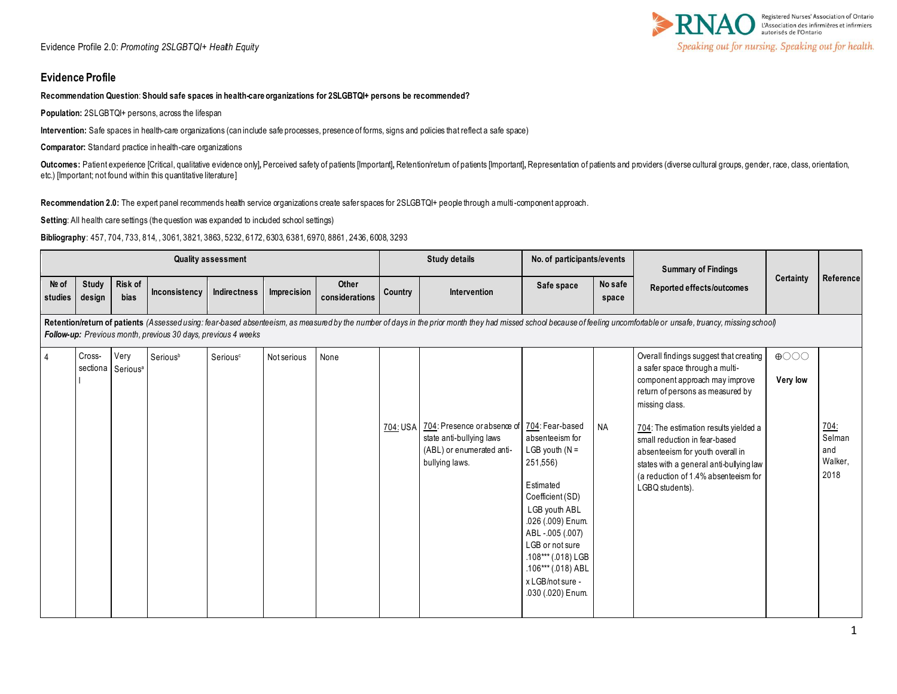## Evidence Profile

**Recommendation Question**: **Should safe spaces in health-care organizations for 2SLGBTQI+ persons be recommended?**

**Population:** 2SLGBTQI+ persons, across the lifespan

**Intervention:** Safe spaces in health-care organizations (can include safe processes, presence of forms, signs and policies that reflect a safe space)

**Comparator:** Standard practice in health-care organizations

**Outcomes:** Patient experience [Critical, qualitative evidence only], Perceived safety of patients [Important], Retention/return of patients [Important], Representation of patients and providers (diverse cultural groups, gender, race, class, orientation, etc.) [Important; not found within this quantitative literature]

**Recommendation 2.0:** The expert panel recommends health service organizations create safer spaces for 2SLGBTQI+ people through a multi-component approach.

**Setting**: All health care settings (the question was expanded to included school settings)

**Bibliography**: 457, 704, 733, 814, , 3061, 3821, 3863, 5232, 6172, 6303, 6381, 6970, 8861, 2436, 6008, 3293

| Quality assessment | | | | | | | Study details | | No. of participants/events | | Summary of Findings | Certainty | Reference |
|---|---|---|---|---|---|---|---|---|---|---|---|---|---|
| № of studies | Study design | Risk of bias | Inconsistency | Indirectness | Imprecision | Other considerations | Country | Intervention | Safe space | No safe space | Reported effects/outcomes | | |
| **Retention/return of patients** *(Assessed using: fear-based absenteeism, as measured by the number of days in the prior month they had missed school because of feeling uncomfortable or unsafe, truancy, missing school)* ***Follow-up:*** *Previous month, previous 30 days, previous 4 weeks* | | | | | | | | | | | | | |
| 4 | Cross-sectional | Very Serious[a] | Serious[b] | Serious[c] | Not serious | None | 704: USA | 704: Presence or absence of state anti-bullying laws (ABL) or enumerated anti-bullying laws. | 704: Fear-based absenteeism for LGB youth (N = 251,556)<br><br>Estimated Coefficient (SD)<br>LGB youth ABL .026 (.009) Enum. ABL -.005 (.007) LGB or not sure .108*** (.018) LGB .106*** (.018) ABL x LGB/not sure -.030 (.020) Enum. | NA | Overall findings suggest that creating a safer space through a multi-component approach may improve return of persons as measured by missing class.<br><br>704: The estimation results yielded a small reduction in fear-based absenteeism for youth overall in states with a general anti-bullying law (a reduction of 1.4% absenteeism for LGBQ students). | ⊕◯◯◯<br>**Very low** | 704: Selman and Walker, 2018 |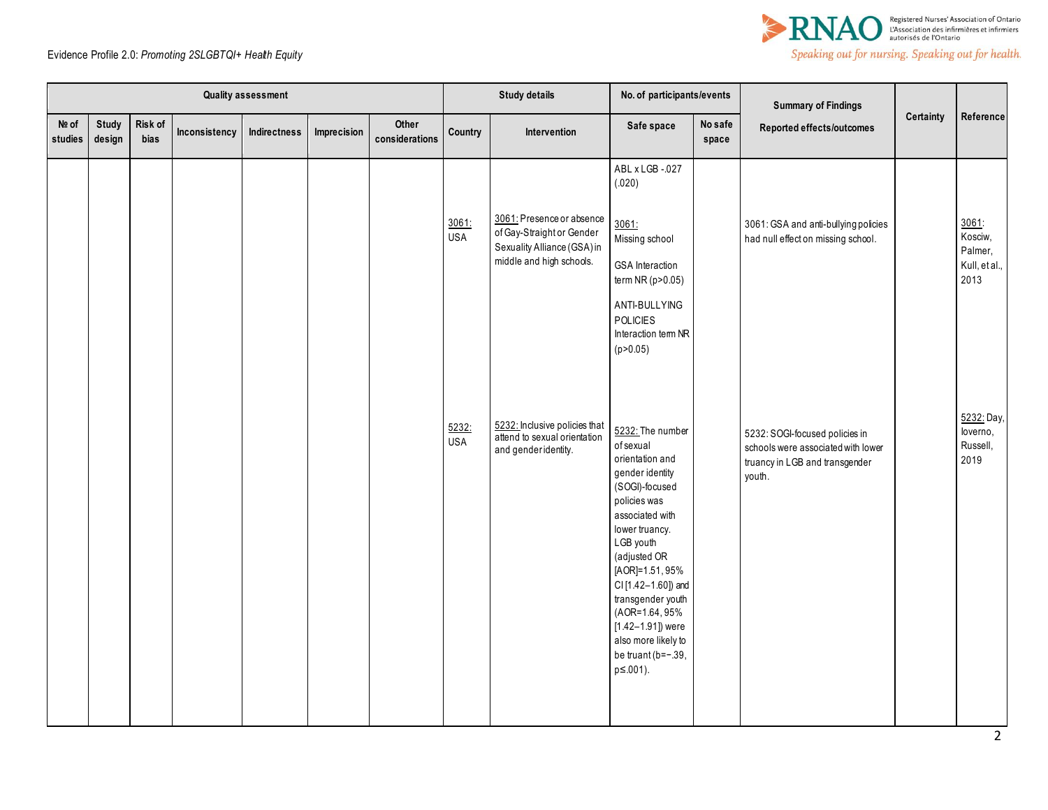| Quality assessment | | | | | | | Study details | | No. of participants/events | | Summary of Findings | Certainty | Reference |
|---|---|---|---|---|---|---|---|---|---|---|---|---|---|
| № of studies | Study design | Risk of bias | Inconsistency | Indirectness | Imprecision | Other considerations | Country | Intervention | Safe space | No safe space | Reported effects/outcomes | | |
| | | | | | | | | | ABL x LGB -.027 (.020) | | | | |
| | | | | | | | 3061: USA | 3061: Presence or absence of Gay-Straight or Gender Sexuality Alliance (GSA) in middle and high schools. | 3061: Missing school<br><br>GSA Interaction term NR (p>0.05)<br><br>ANTI-BULLYING POLICIES Interaction term NR (p>0.05) | | 3061: GSA and anti-bullying policies had null effect on missing school. | | 3061: Kosciw, Palmer, Kull, et al., 2013 |
| | | | | | | | 5232: USA | 5232: Inclusive policies that attend to sexual orientation and gender identity. | 5232: The number of sexual orientation and gender identity (SOGI)-focused policies was associated with lower truancy. LGB youth (adjusted OR [AOR]=1.51, 95% CI [1.42–1.60]) and transgender youth (AOR=1.64, 95% [1.42–1.91]) were also more likely to be truant (b=−.39, p≤.001). | | 5232: SOGI-focused policies in schools were associated with lower truancy in LGB and transgender youth. | | 5232: Day, Ioverno, Russell, 2019 |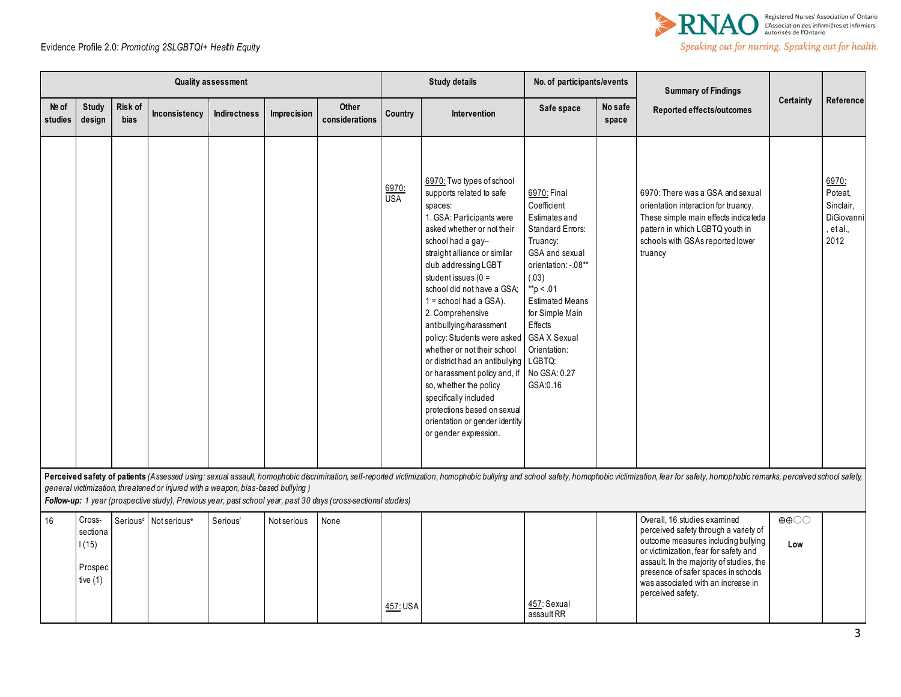| Quality assessment | | | | | | | Study details | | No. of participants/events | | Summary of Findings | Certainty | Reference |
|---|---|---|---|---|---|---|---|---|---|---|---|---|---|
| № of studies | Study design | Risk of bias | Inconsistency | Indirectness | Imprecision | Other considerations | Country | Intervention | Safe space | No safe space | Reported effects/outcomes | | |
| | | | | | | | 6970: USA | 6970: Two types of school supports related to safe spaces: 1. GSA: Participants were asked whether or not their school had a gay–straight alliance or similar club addressing LGBT student issues (0 = school did not have a GSA; 1 = school had a GSA). 2. Comprehensive antibullying/harassment policy: Students were asked whether or not their school or district had an antibullying or harassment policy and, if so, whether the policy specifically included protections based on sexual orientation or gender identity or gender expression. | 6970: Final Coefficient Estimates and Standard Errors: Truancy: GSA and sexual orientation: -.08** (.03) **p < .01 Estimated Means for Simple Main Effects GSA X Sexual Orientation: LGBTQ: No GSA: 0.27 GSA:0.16 | | 6970: There was a GSA and sexual orientation interaction for truancy. These simple main effects indicated a pattern in which LGBTQ youth in schools with GSAs reported lower truancy | | 6970: Poteat, Sinclair, DiGiovanni, et al., 2012 |
| **Perceived safety of patients** *(Assessed using: sexual assault, homophobic discrimination, self-reported victimization, homophobic bullying and school safety, homophobic victimization, fear for safety, homophobic remarks, perceived school safety, general victimization, threatened or injured with a weapon, bias-based bullying )* ***Follow-up:*** *1 year (prospective study), Previous year, past school year, past 30 days (cross-sectional studies)* | | | | | | | | | | | | | |
| 16 | Cross-sectional (15) Prospective (1) | Serious[d] | Not serious[e] | Serious[f] | Not serious | None | 457: USA | | 457: Sexual assault RR | | Overall, 16 studies examined perceived safety through a variety of outcome measures including bullying or victimization, fear for safety and assault. In the majority of studies, the presence of safer spaces in schools was associated with an increase in perceived safety. | ⊕⊕◯◯ **Low** | |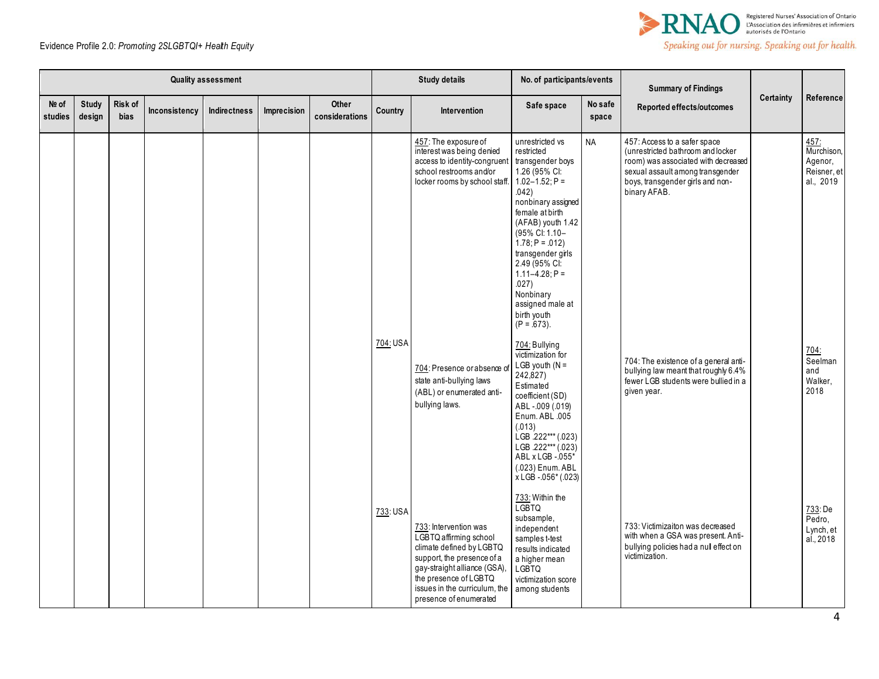| Quality assessment | | | | | | | Study details | | No. of participants/events | | Summary of Findings | Certainty | Reference |
|---|---|---|---|---|---|---|---|---|---|---|---|---|---|
| № of studies | Study design | Risk of bias | Inconsistency | Indirectness | Imprecision | Other considerations | Country | Intervention | Safe space | No safe space | Reported effects/outcomes | | |
| | | | | | | | | 457: The exposure of interest was being denied access to identity-congruent school restrooms and/or locker rooms by school staff. | unrestricted vs restricted transgender boys 1.26 (95% CI: 1.02–1.52; P = .042) nonbinary assigned female at birth (AFAB) youth 1.42 (95% CI: 1.10–1.78; P = .012) transgender girls 2.49 (95% CI: 1.11–4.28; P = .027) Nonbinary assigned male at birth youth (P = .673). | NA | 457: Access to a safer space (unrestricted bathroom and locker room) was associated with decreased sexual assault among transgender boys, transgender girls and non-binary AFAB. | | 457: Murchison, Agenor, Reisner, et al., 2019 |
| | | | | | | | 704: USA | 704: Presence or absence of state anti-bullying laws (ABL) or enumerated anti-bullying laws. | 704: Bullying victimization for LGB youth (N = 242,827) Estimated coefficient (SD) ABL -.009 (.019) Enum. ABL .005 (.013) LGB .222*** (.023) LGB .222*** (.023) ABL x LGB -.055* (.023) Enum. ABL x LGB -.056* (.023) | | 704: The existence of a general anti-bullying law meant that roughly 6.4% fewer LGB students were bullied in a given year. | | 704: Seelman and Walker, 2018 |
| | | | | | | | 733: USA | 733: Intervention was LGBTQ affirming school climate defined by LGBTQ support, the presence of a gay-straight alliance (GSA), the presence of LGBTQ issues in the curriculum, the presence of enumerated | 733: Within the LGBTQ subsample, independent samples t-test results indicated a higher mean LGBTQ victimization score among students | | 733: Victimizaiton was decreased with when a GSA was present. Anti-bullying policies had a null effect on victimization. | | 733: De Pedro, Lynch, et al., 2018 |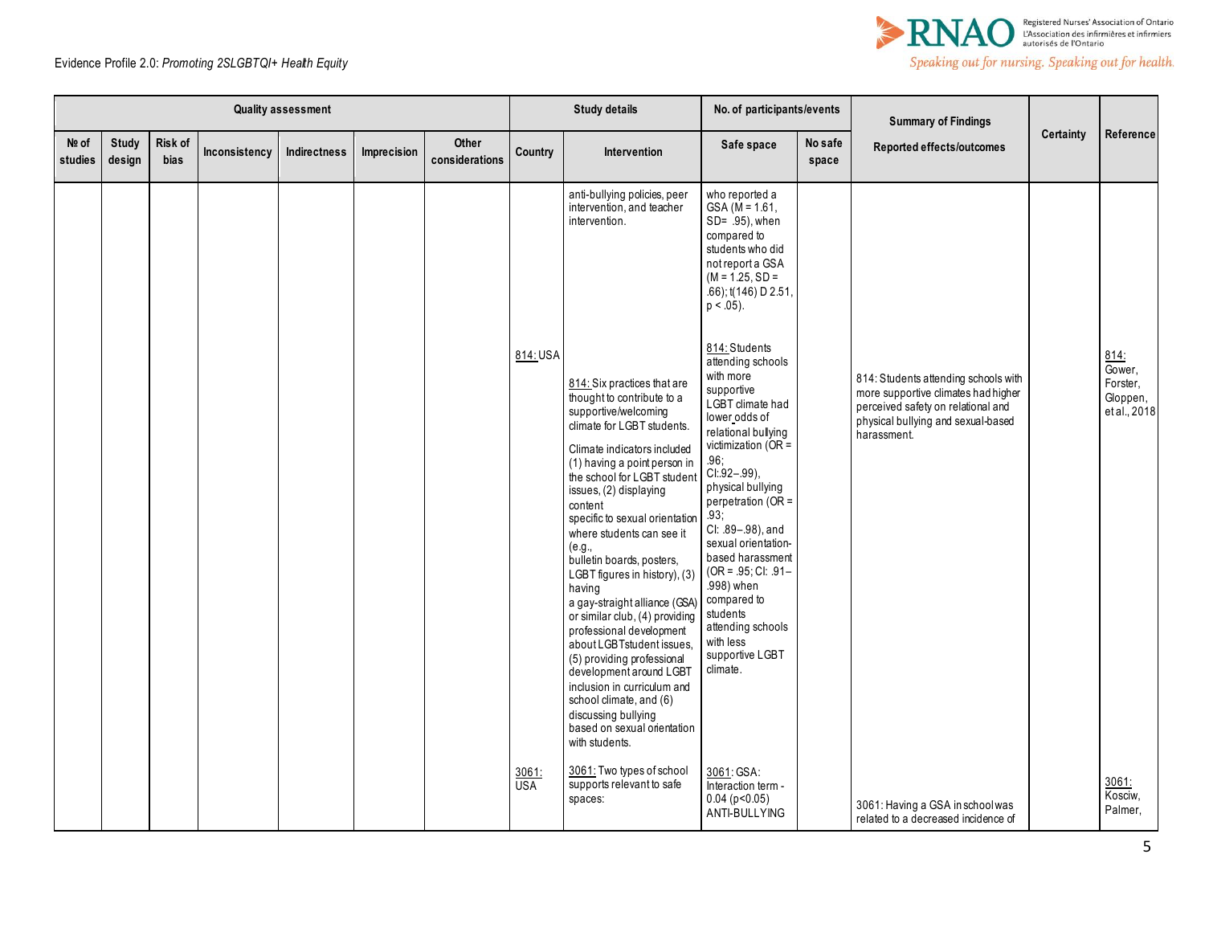| Quality assessment | | | | | | | Study details | | No. of participants/events | | Summary of Findings | Certainty | Reference |
|---|---|---|---|---|---|---|---|---|---|---|---|---|---|
| № of studies | Study design | Risk of bias | Inconsistency | Indirectness | Imprecision | Other considerations | Country | Intervention | Safe space | No safe space | Reported effects/outcomes | | |
| | | | | | | | | anti-bullying policies, peer intervention, and teacher intervention. | who reported a GSA (M = 1.61, SD= .95), when compared to students who did not report a GSA (M = 1.25, SD = .66); t(146) D 2.51, p < .05). | | | | |
| | | | | | | | 814: USA | 814: Six practices that are thought to contribute to a supportive/welcoming climate for LGBT students.<br><br>Climate indicators included (1) having a point person in the school for LGBT student issues, (2) displaying content specific to sexual orientation where students can see it (e.g., bulletin boards, posters, LGBT figures in history), (3) having a gay-straight alliance (GSA) or similar club, (4) providing professional development about LGBTstudent issues, (5) providing professional development around LGBT inclusion in curriculum and school climate, and (6) discussing bullying based on sexual orientation with students. | 814: Students attending schools with more supportive LGBT climate had lower odds of relational bullying victimization (OR = .96; CI:.92–.99), physical bullying perpetration (OR = .93; CI: .89–.98), and sexual orientation-based harassment (OR = .95; CI: .91–.998) when compared to students attending schools with less supportive LGBT climate. | | 814: Students attending schools with more supportive climates had higher perceived safety on relational and physical bullying and sexual-based harassment. | | 814: Gower, Forster, Gloppen, et al., 2018 |
| | | | | | | | 3061: USA | 3061: Two types of school supports relevant to safe spaces: | 3061: GSA: Interaction term - 0.04 (p<0.05) ANTI-BULLYING | | 3061: Having a GSA in school was related to a decreased incidence of | | 3061: Kosciw, Palmer, |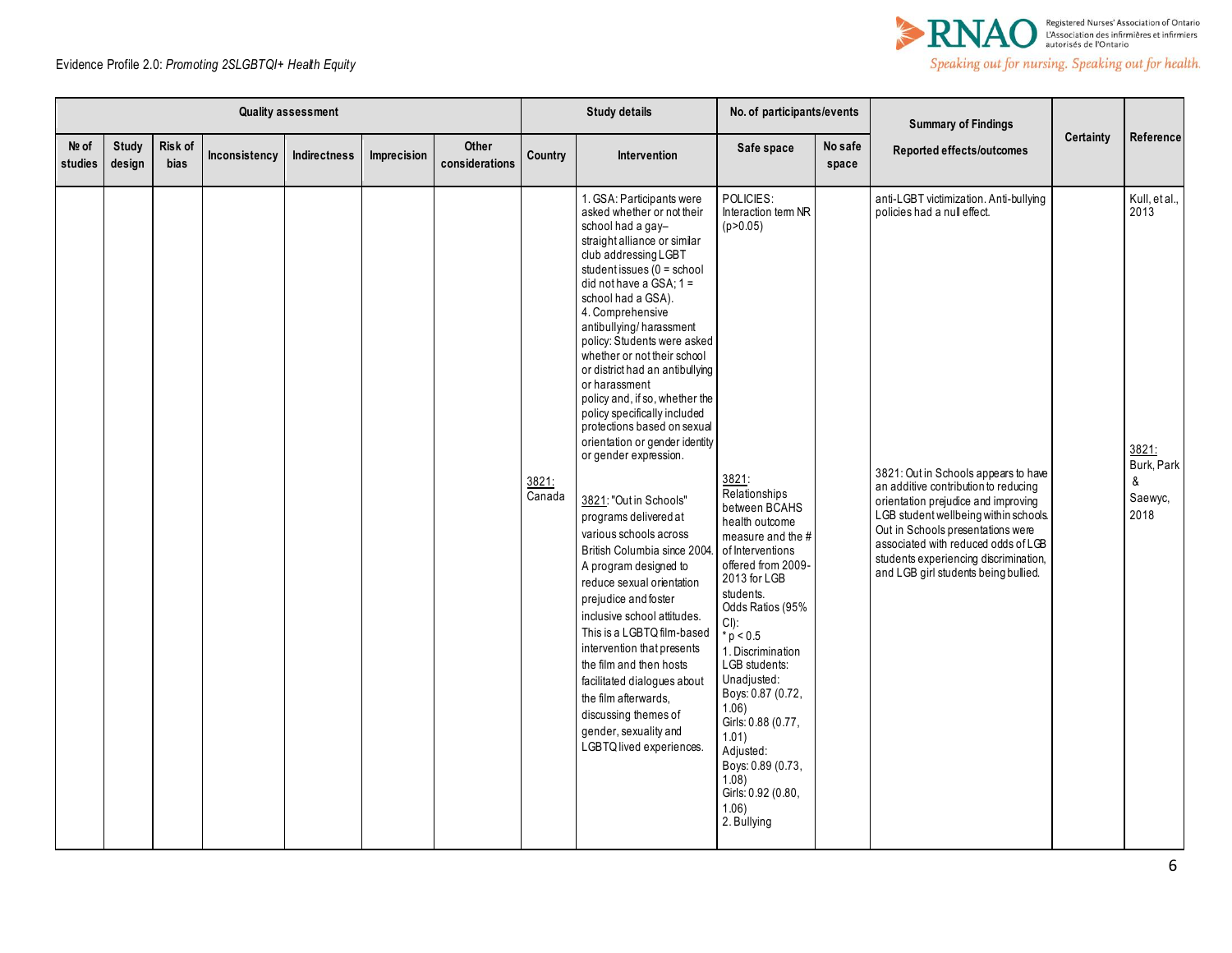| Quality assessment | | | | | | | Study details | | No. of participants/events | | Summary of Findings | Certainty | Reference |
|---|---|---|---|---|---|---|---|---|---|---|---|---|---|
| № of studies | Study design | Risk of bias | Inconsistency | Indirectness | Imprecision | Other considerations | Country | Intervention | Safe space | No safe space | Reported effects/outcomes | | |
| | | | | | | | 3821: Canada | 1. GSA: Participants were asked whether or not their school had a gay–straight alliance or similar club addressing LGBT student issues (0 = school did not have a GSA; 1 = school had a GSA).<br>4. Comprehensive antibullying/ harassment policy: Students were asked whether or not their school or district had an antibullying or harassment policy and, if so, whether the policy specifically included protections based on sexual orientation or gender identity or gender expression.<br><br>3821: "Out in Schools" programs delivered at various schools across British Columbia since 2004. A program designed to reduce sexual orientation prejudice and foster inclusive school attitudes. This is a LGBTQ film-based intervention that presents the film and then hosts facilitated dialogues about the film afterwards, discussing themes of gender, sexuality and LGBTQ lived experiences. | POLICIES: Interaction term NR (p>0.05)<br><br>3821: Relationships between BCAHS health outcome measure and the # of Interventions offered from 2009-2013 for LGB students.<br>Odds Ratios (95% CI):<br>* p < 0.5<br>1. Discrimination LGB students:<br>Unadjusted:<br>Boys: 0.87 (0.72, 1.06)<br>Girls: 0.88 (0.77, 1.01)<br>Adjusted:<br>Boys: 0.89 (0.73, 1.08)<br>Girls: 0.92 (0.80, 1.06)<br>2. Bullying | | anti-LGBT victimization. Anti-bullying policies had a null effect.<br><br>3821: Out in Schools appears to have an additive contribution to reducing orientation prejudice and improving LGB student wellbeing within schools. Out in Schools presentations were associated with reduced odds of LGB students experiencing discrimination, and LGB girl students being bullied. | | Kull, et al., 2013<br><br>3821: Burk, Park & Saewyc, 2018 |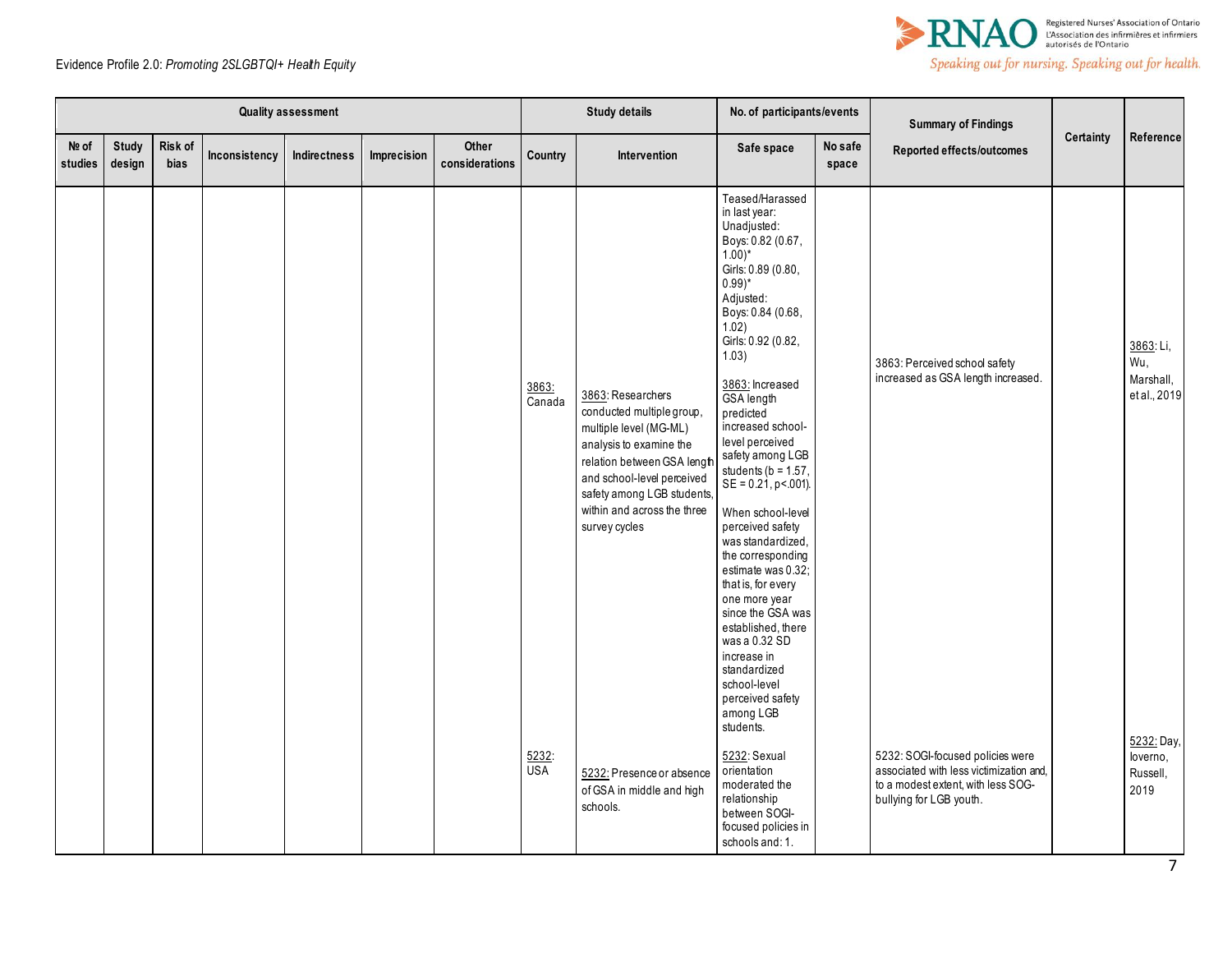| Quality assessment | | | | | | | Study details | | No. of participants/events | | Summary of Findings | Certainty | Reference |
|---|---|---|---|---|---|---|---|---|---|---|---|---|---|
| № of studies | Study design | Risk of bias | Inconsistency | Indirectness | Imprecision | Other considerations | Country | Intervention | Safe space | No safe space | Reported effects/outcomes | | |
| | | | | | | | 3863: Canada | 3863: Researchers conducted multiple group, multiple level (MG-ML) analysis to examine the relation between GSA length and school-level perceived safety among LGB students, within and across the three survey cycles | Teased/Harassed in last year: Unadjusted: Boys: 0.82 (0.67, 1.00)* Girls: 0.89 (0.80, 0.99)* Adjusted: Boys: 0.84 (0.68, 1.02) Girls: 0.92 (0.82, 1.03)<br><br>3863: Increased GSA length predicted increased school-level perceived safety among LGB students (b = 1.57, SE = 0.21, p<.001).<br><br>When school-level perceived safety was standardized, the corresponding estimate was 0.32; that is, for every one more year since the GSA was established, there was a 0.32 SD increase in standardized school-level perceived safety among LGB students. | | 3863: Perceived school safety increased as GSA length increased. | | 3863: Li, Wu, Marshall, et al., 2019 |
| | | | | | | | 5232: USA | 5232: Presence or absence of GSA in middle and high schools. | 5232: Sexual orientation moderated the relationship between SOGI-focused policies in schools and: 1. | | 5232: SOGI-focused policies were associated with less victimization and, to a modest extent, with less SOG-bullying for LGB youth. | | 5232: Day, Ioverno, Russell, 2019 |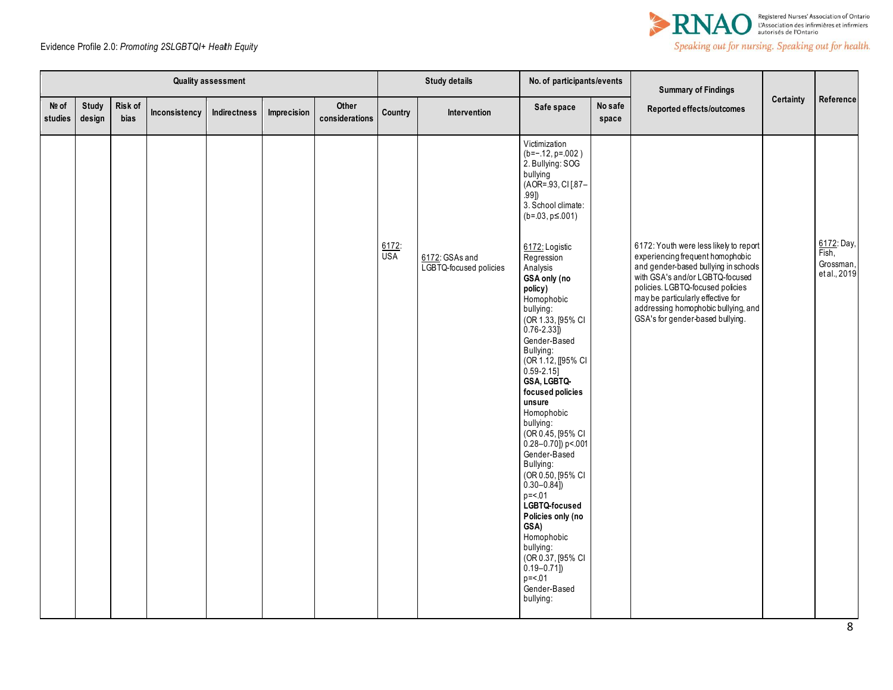| Quality assessment | | | | | | | Study details | | No. of participants/events | | Summary of Findings | Certainty | Reference |
|---|---|---|---|---|---|---|---|---|---|---|---|---|---|
| № of studies | Study design | Risk of bias | Inconsistency | Indirectness | Imprecision | Other considerations | Country | Intervention | Safe space | No safe space | Reported effects/outcomes | | |
| | | | | | | | 6172: USA | 6172: GSAs and LGBTQ-focused policies | Victimization (b=−.12, p=.002 ) 2. Bullying: SOG bullying (AOR=.93, CI [.87–.99]) 3. School climate: (b=.03, p≤.001)<br><br>6172: Logistic Regression Analysis **GSA only (no policy)** Homophobic bullying: (OR 1.33, [95% CI 0.76-2.33]) Gender-Based Bullying: (OR 1.12, [[95% CI 0.59-2.15] **GSA, LGBTQ-focused policies unsure** Homophobic bullying: (OR 0.45, [95% CI 0.28–0.70]) p<.001 Gender-Based Bullying: (OR 0.50, [95% CI 0.30–0.84]) p=<.01 **LGBTQ-focused Policies only (no GSA)** Homophobic bullying: (OR 0.37, [95% CI 0.19–0.71]) p=<.01 Gender-Based bullying: | | 6172: Youth were less likely to report experiencing frequent homophobic and gender-based bullying in schools with GSA's and/or LGBTQ-focused policies. LGBTQ-focused policies may be particularly effective for addressing homophobic bullying, and GSA's for gender-based bullying. | | 6172: Day, Fish, Grossman, et al., 2019 |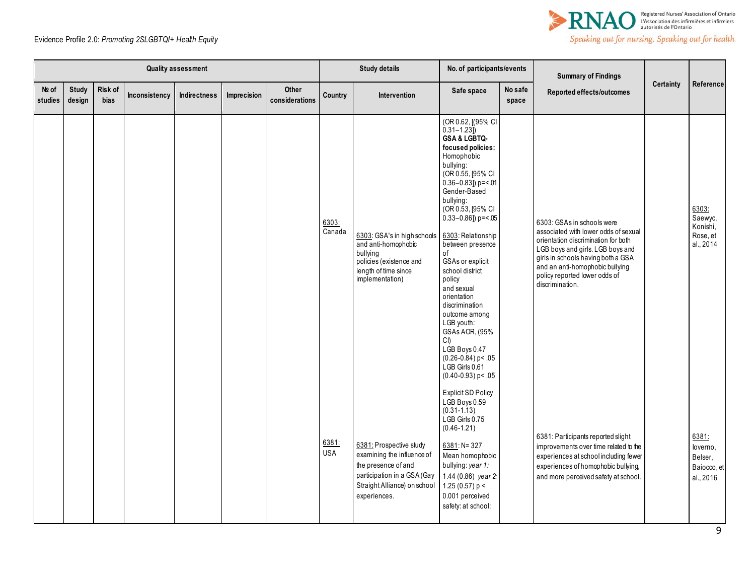| Quality assessment | | | | | | | Study details | | No. of participants/events | | Summary of Findings | Certainty | Reference |
|---|---|---|---|---|---|---|---|---|---|---|---|---|---|
| № of studies | Study design | Risk of bias | Inconsistency | Indirectness | Imprecision | Other considerations | Country | Intervention | Safe space | No safe space | Reported effects/outcomes | | |
| | | | | | | | 6303: Canada<br><br>6381: USA | 6303: GSA's in high schools and anti-homophobic bullying policies (existence and length of time since implementation)<br><br>6381: Prospective study examining the influence of the presence of and participation in a GSA (Gay Straight Alliance) on school experiences. | (OR 0.62, [(95% CI 0.31–1.23])<br>**GSA & LGBTQ-focused policies:**<br>Homophobic bullying:<br>(OR 0.55, [95% CI 0.36–0.83]) p=<.01<br>Gender-Based bullying:<br>(OR 0.53, [95% CI 0.33–0.86]) p=<.05<br><br>6303: Relationship between presence of GSAs or explicit school district policy and sexual orientation discrimination outcome among LGB youth:<br>GSAs AOR, (95% CI)<br>LGB Boys 0.47 (0.26-0.84) p< .05<br>LGB Girls 0.61 (0.40-0.93) p< .05<br><br>Explicit SD Policy<br>LGB Boys 0.59 (0.31-1.13)<br>LGB Girls 0.75 (0.46-1.21)<br><br>6381: N= 327<br>Mean homophobic bullying: *year 1:* 1.44 (0.86) *year 2:* 1.25 (0.57) p < 0.001 perceived safety: at school: | | 6303: GSAs in schools were associated with lower odds of sexual orientation discrimination for both LGB boys and girls. LGB boys and girls in schools having both a GSA and an anti-homophobic bullying policy reported lower odds of discrimination.<br><br>6381: Participants reported slight improvements over time related to the experiences at school including fewer experiences of homophobic bullying, and more perceived safety at school. | | 6303: Saewyc, Konishi, Rose, et al., 2014<br><br>6381: Ioverno, Belser, Baiocco, et al., 2016 |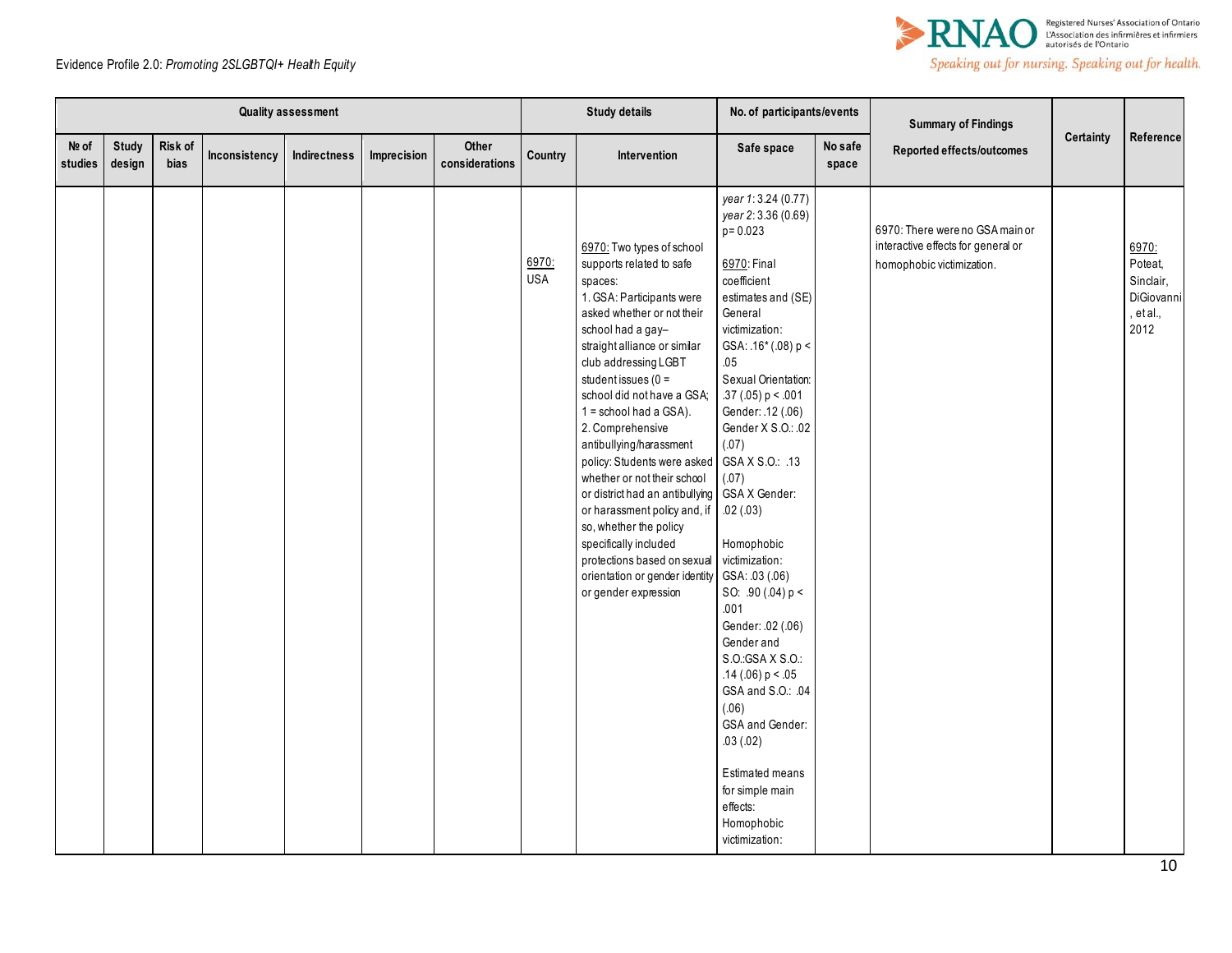| Quality assessment | | | | | | | Study details | | No. of participants/events | | Summary of Findings | Certainty | Reference |
|---|---|---|---|---|---|---|---|---|---|---|---|---|---|
| № of studies | Study design | Risk of bias | Inconsistency | Indirectness | Imprecision | Other considerations | Country | Intervention | Safe space | No safe space | Reported effects/outcomes | | |
| | | | | | | | 6970: USA | 6970: Two types of school supports related to safe spaces:<br>1. GSA: Participants were asked whether or not their school had a gay–straight alliance or similar club addressing LGBT student issues (0 = school did not have a GSA; 1 = school had a GSA).<br>2. Comprehensive antibullying/harassment policy: Students were asked whether or not their school or district had an antibullying or harassment policy and, if so, whether the policy specifically included protections based on sexual orientation or gender identity or gender expression | *year 1*: 3.24 (0.77)<br>*year 2*: 3.36 (0.69)<br>p= 0.023<br><br>6970: Final coefficient estimates and (SE)<br>General victimization:<br>GSA: .16* (.08) $p < .05$<br>Sexual Orientation: .37 (.05) $p < .001$<br>Gender: .12 (.06)<br>Gender X S.O.: .02 (.07)<br>GSA X S.O.: .13 (.07)<br>GSA X Gender: .02 (.03)<br><br>Homophobic victimization:<br>GSA: .03 (.06)<br>SO: .90 (.04) $p < .001$<br>Gender: .02 (.06)<br>Gender and S.O.:GSA X S.O.: .14 (.06) $p < .05$<br>GSA and S.O.: .04 (.06)<br>GSA and Gender: .03 (.02)<br><br>Estimated means for simple main effects:<br>Homophobic victimization: | | 6970: There were no GSA main or interactive effects for general or homophobic victimization. | | 6970: Poteat, Sinclair, DiGiovanni, et al., 2012 |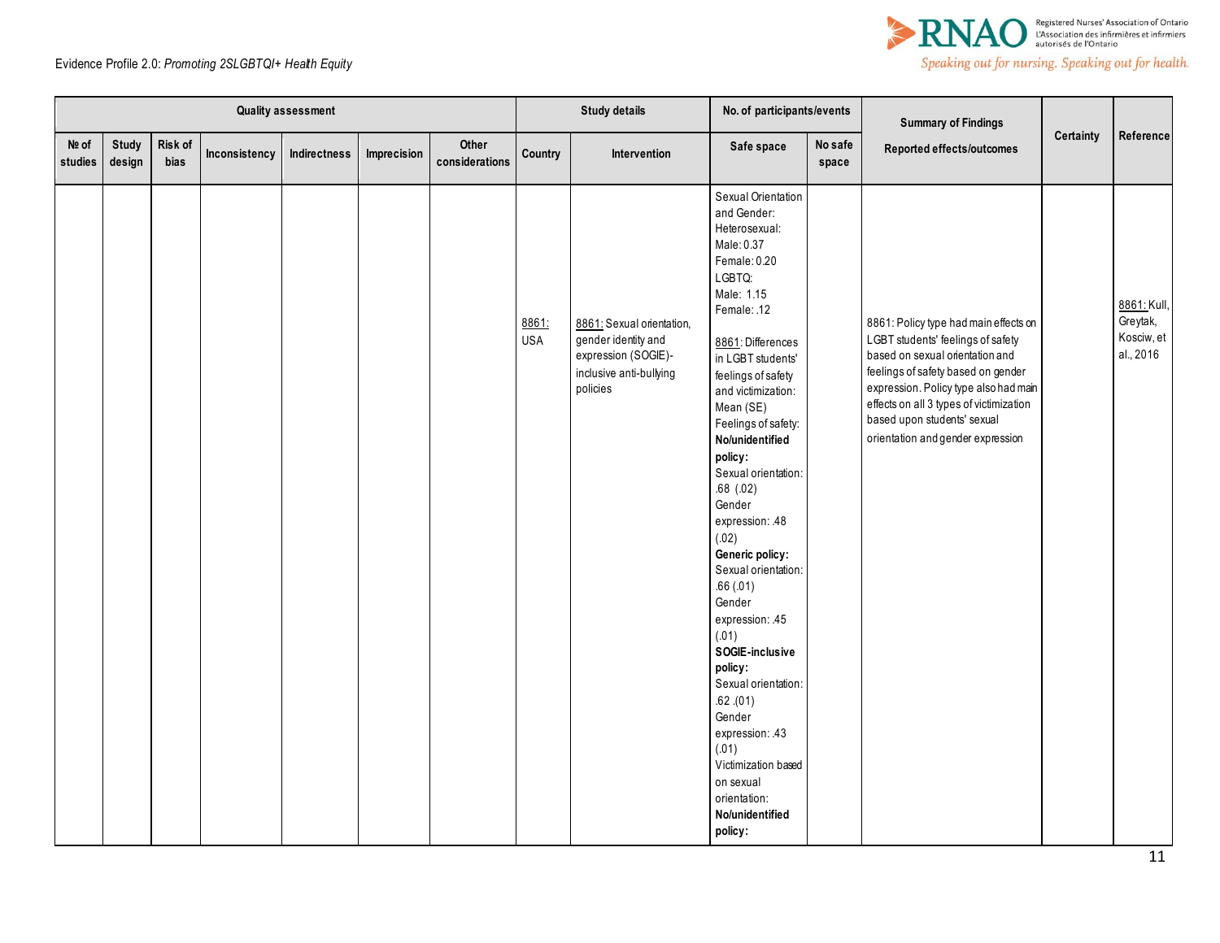| Quality assessment | | | | | | | Study details | | No. of participants/events | | Summary of Findings | Certainty | Reference |
|---|---|---|---|---|---|---|---|---|---|---|---|---|---|
| № of studies | Study design | Risk of bias | Inconsistency | Indirectness | Imprecision | Other considerations | Country | Intervention | Safe space | No safe space | Reported effects/outcomes | | |
| | | | | | | | 8861: USA | 8861: Sexual orientation, gender identity and expression (SOGIE)-inclusive anti-bullying policies | Sexual Orientation and Gender: Heterosexual: Male: 0.37 Female: 0.20 LGBTQ: Male: 1.15 Female: .12<br><br>8861: Differences in LGBT students' feelings of safety and victimization: Mean (SE) Feelings of safety: **No/unidentified policy:** Sexual orientation: .68 (.02) Gender expression: .48 (.02) **Generic policy:** Sexual orientation: .66 (.01) Gender expression: .45 (.01) **SOGIE-inclusive policy:** Sexual orientation: .62 .(01) Gender expression: .43 (.01) Victimization based on sexual orientation: **No/unidentified policy:** | | 8861: Policy type had main effects on LGBT students' feelings of safety based on sexual orientation and feelings of safety based on gender expression. Policy type also had main effects on all 3 types of victimization based upon students' sexual orientation and gender expression | | 8861: Kull, Greytak, Kosciw, et al., 2016 |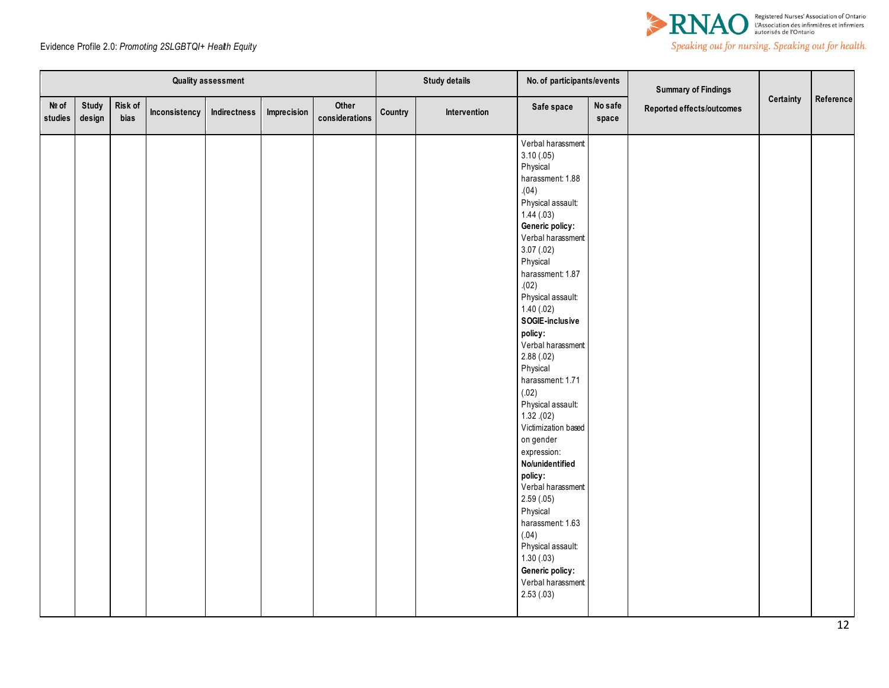| Quality assessment | | | | | | | Study details | | No. of participants/events | | Summary of Findings | Certainty | Reference |
|---|---|---|---|---|---|---|---|---|---|---|---|---|---|
| № of studies | Study design | Risk of bias | Inconsistency | Indirectness | Imprecision | Other considerations | Country | Intervention | Safe space | No safe space | Reported effects/outcomes | | |
| | | | | | | | | | Verbal harassment 3.10 (.05)<br>Physical harassment: 1.88 .(04)<br>Physical assault: 1.44 (.03)<br>**Generic policy:**<br>Verbal harassment 3.07 (.02)<br>Physical harassment: 1.87 .(02)<br>Physical assault: 1.40 (.02)<br>**SOGIE-inclusive policy:**<br>Verbal harassment 2.88 (.02)<br>Physical harassment: 1.71 (.02)<br>Physical assault: 1.32 .(02)<br>Victimization based on gender expression:<br>**No/unidentified policy:**<br>Verbal harassment 2.59 (.05)<br>Physical harassment: 1.63 (.04)<br>Physical assault: 1.30 (.03)<br>**Generic policy:**<br>Verbal harassment 2.53 (.03) | | | | |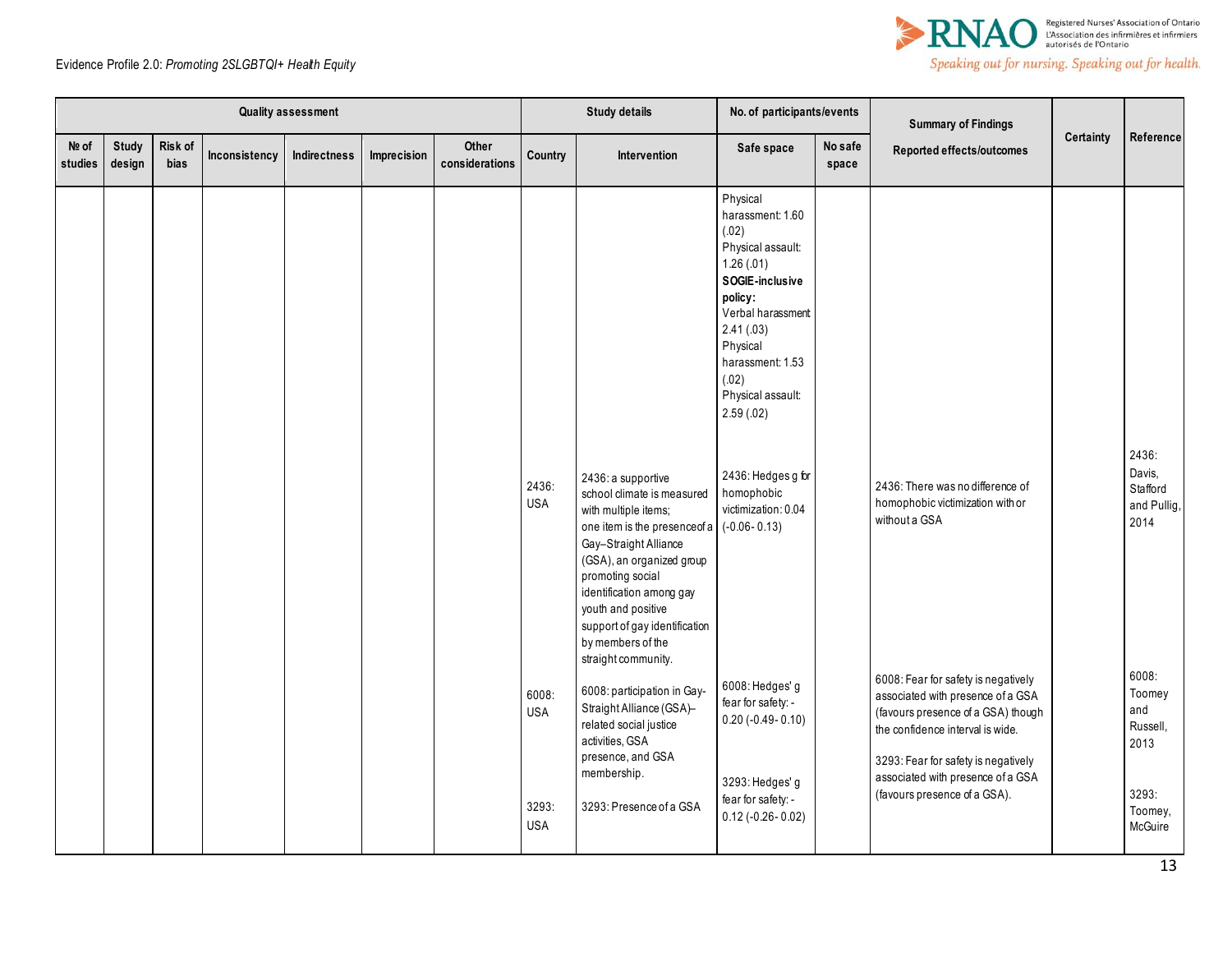| Quality assessment | | | | | | | Study details | | No. of participants/events | | Summary of Findings | Certainty | Reference |
|---|---|---|---|---|---|---|---|---|---|---|---|---|---|
| № of studies | Study design | Risk of bias | Inconsistency | Indirectness | Imprecision | Other considerations | Country | Intervention | Safe space | No safe space | Reported effects/outcomes | | |
| | | | | | | | | | Physical harassment: 1.60 (.02)<br>Physical assault: 1.26 (.01)<br>**SOGIE-inclusive policy:**<br>Verbal harassment 2.41 (.03)<br>Physical harassment: 1.53 (.02)<br>Physical assault: 2.59 (.02) | | | | |
| | | | | | | | 2436: USA | 2436: a supportive school climate is measured with multiple items; one item is the presence of a Gay–Straight Alliance (GSA), an organized group promoting social identification among gay youth and positive support of gay identification by members of the straight community. | 2436: Hedges g for homophobic victimization: 0.04 (-0.06- 0.13) | | 2436: There was no difference of homophobic victimization with or without a GSA | | 2436: Davis, Stafford and Pullig, 2014 |
| | | | | | | | 6008: USA | 6008: participation in Gay-Straight Alliance (GSA)–related social justice activities, GSA presence, and GSA membership. | 6008: Hedges' g fear for safety: -0.20 (-0.49- 0.10) | | 6008: Fear for safety is negatively associated with presence of a GSA (favours presence of a GSA) though the confidence interval is wide. | | 6008: Toomey and Russell, 2013 |
| | | | | | | | 3293: USA | 3293: Presence of a GSA | 3293: Hedges' g fear for safety: -0.12 (-0.26- 0.02) | | 3293: Fear for safety is negatively associated with presence of a GSA (favours presence of a GSA). | | 3293: Toomey, McGuire |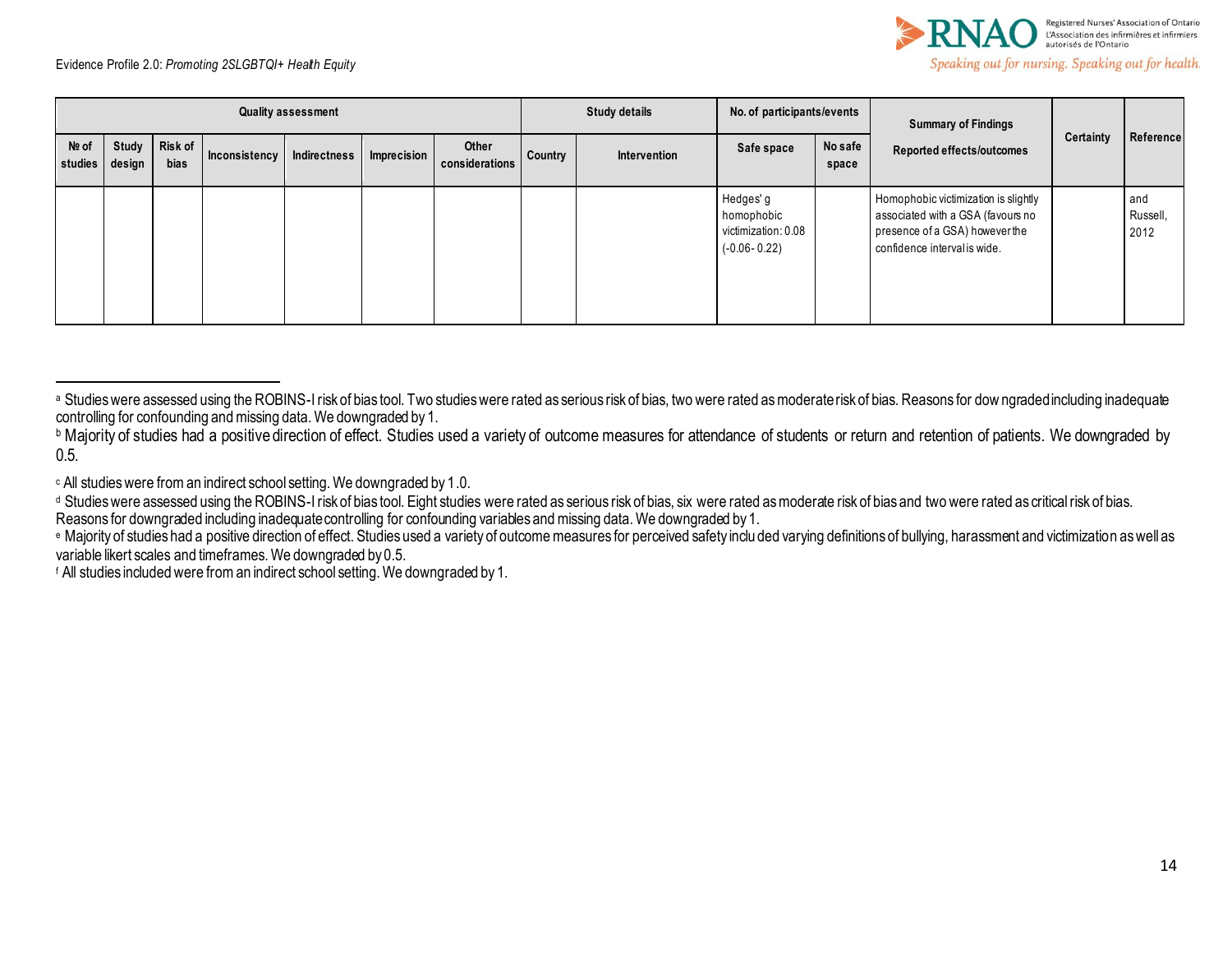| Quality assessment | | | | | | Study details | | No. of participants/events | | Summary of Findings | Certainty | Reference |
|---|---|---|---|---|---|---|---|---|---|---|---|---|
| № of studies | Study design | Risk of bias | Inconsistency | Indirectness | Imprecision | Other considerations | Country | Intervention | Safe space | No safe space | Reported effects/outcomes | | |
| | | | | | | | | | Hedges' g homophobic victimization: 0.08 (-0.06- 0.22) | | Homophobic victimization is slightly associated with a GSA (favours no presence of a GSA) however the confidence interval is wide. | | and Russell, 2012 |

[a] Studies were assessed using the ROBINS-I risk of bias tool. Two studies were rated as serious risk of bias, two were rated as moderate risk of bias. Reasons for downgraded including inadequate controlling for confounding and missing data. We downgraded by 1.

[b] Majority of studies had a positive direction of effect. Studies used a variety of outcome measures for attendance of students or return and retention of patients. We downgraded by 0.5.

[c] All studies were from an indirect school setting. We downgraded by 1.0.

[d] Studies were assessed using the ROBINS-I risk of bias tool. Eight studies were rated as serious risk of bias, six were rated as moderate risk of bias and two were rated as critical risk of bias. Reasons for downgraded including inadequate controlling for confounding variables and missing data. We downgraded by 1.

[e] Majority of studies had a positive direction of effect. Studies used a variety of outcome measures for perceived safety included varying definitions of bullying, harassment and victimization as well as variable likert scales and timeframes. We downgraded by 0.5.

[f] All studies included were from an indirect school setting. We downgraded by 1.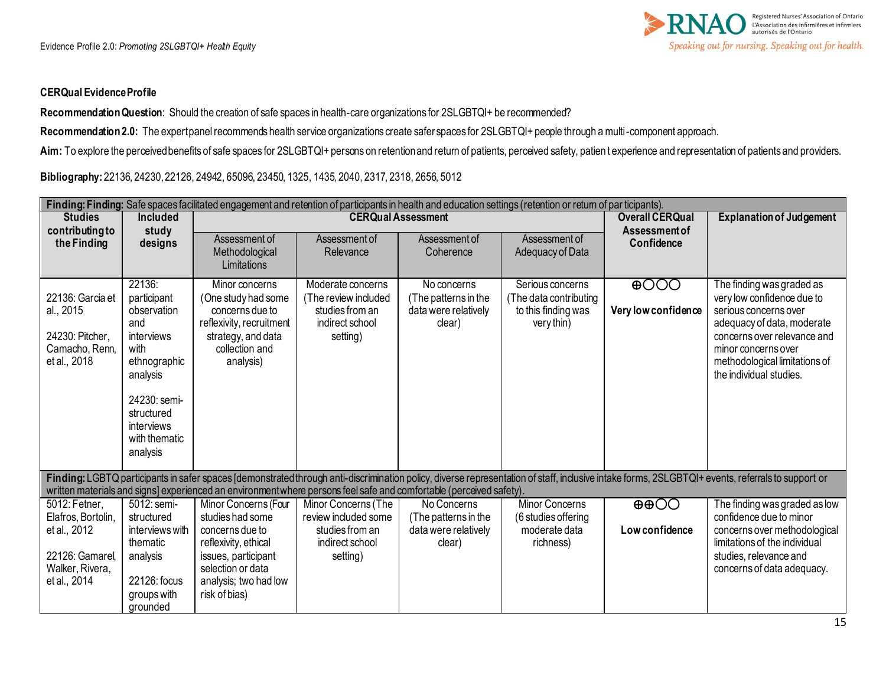**CERQual Evidence Profile**

**Recommendation Question**: Should the creation of safe spaces in health-care organizations for 2SLGBTQI+ be recommended?

**Recommendation 2.0:** The expert panel recommends health service organizations create safer spaces for 2SLGBTQI+ people through a multi-component approach.

**Aim:** To explore the perceived benefits of safe spaces for 2SLGBTQI+ persons on retention and return of patients, perceived safety, patient experience and representation of patients and providers.

**Bibliography:** 22136, 24230, 22126, 24942, 65096, 23450, 1325, 1435, 2040, 2317, 2318, 2656, 5012

| Studies contributing to the Finding | Included study designs | CERQual Assessment | | | | Overall CERQual Assessment of Confidence | Explanation of Judgement |
|---|---|---|---|---|---|---|---|
| | | Assessment of Methodological Limitations | Assessment of Relevance | Assessment of Coherence | Assessment of Adequacy of Data | | |
| **Finding: Finding:** Safe spaces facilitated engagement and retention of participants in health and education settings (retention or return of participants). | | | | | | | |
| 22136: Garcia et al., 2015<br><br>24230: Pitcher, Camacho, Renn, et al., 2018 | 22136: participant observation and interviews with ethnographic analysis<br><br>24230: semi-structured interviews with thematic analysis | Minor concerns (One study had some concerns due to reflexivity, recruitment strategy, and data collection and analysis) | Moderate concerns (The review included studies from an indirect school setting) | No concerns (The patterns in the data were relatively clear) | Serious concerns (The data contributing to this finding was very thin) | ⊕○○○<br><br>**Very low confidence** | The finding was graded as very low confidence due to serious concerns over adequacy of data, moderate concerns over relevance and minor concerns over methodological limitations of the individual studies. |
| **Finding:** LGBTQ participants in safer spaces [demonstrated through anti-discrimination policy, diverse representation of staff, inclusive intake forms, 2SLGBTQI+ events, referrals to support or written materials and signs] experienced an environment where persons feel safe and comfortable (perceived safety). | | | | | | | |
| 5012: Fetner, Elafros, Bortolin, et al., 2012<br><br>22126: Gamarel, Walker, Rivera, et al., 2014 | 5012: semi-structured interviews with thematic analysis<br><br>22126: focus groups with grounded | Minor Concerns (Four studies had some concerns due to reflexivity, ethical issues, participant selection or data analysis; two had low risk of bias) | Minor Concerns (The review included some studies from an indirect school setting) | No Concerns (The patterns in the data were relatively clear) | Minor Concerns (6 studies offering moderate data richness) | ⊕⊕○○<br><br>**Low confidence** | The finding was graded as low confidence due to minor concerns over methodological limitations of the individual studies, relevance and concerns of data adequacy. |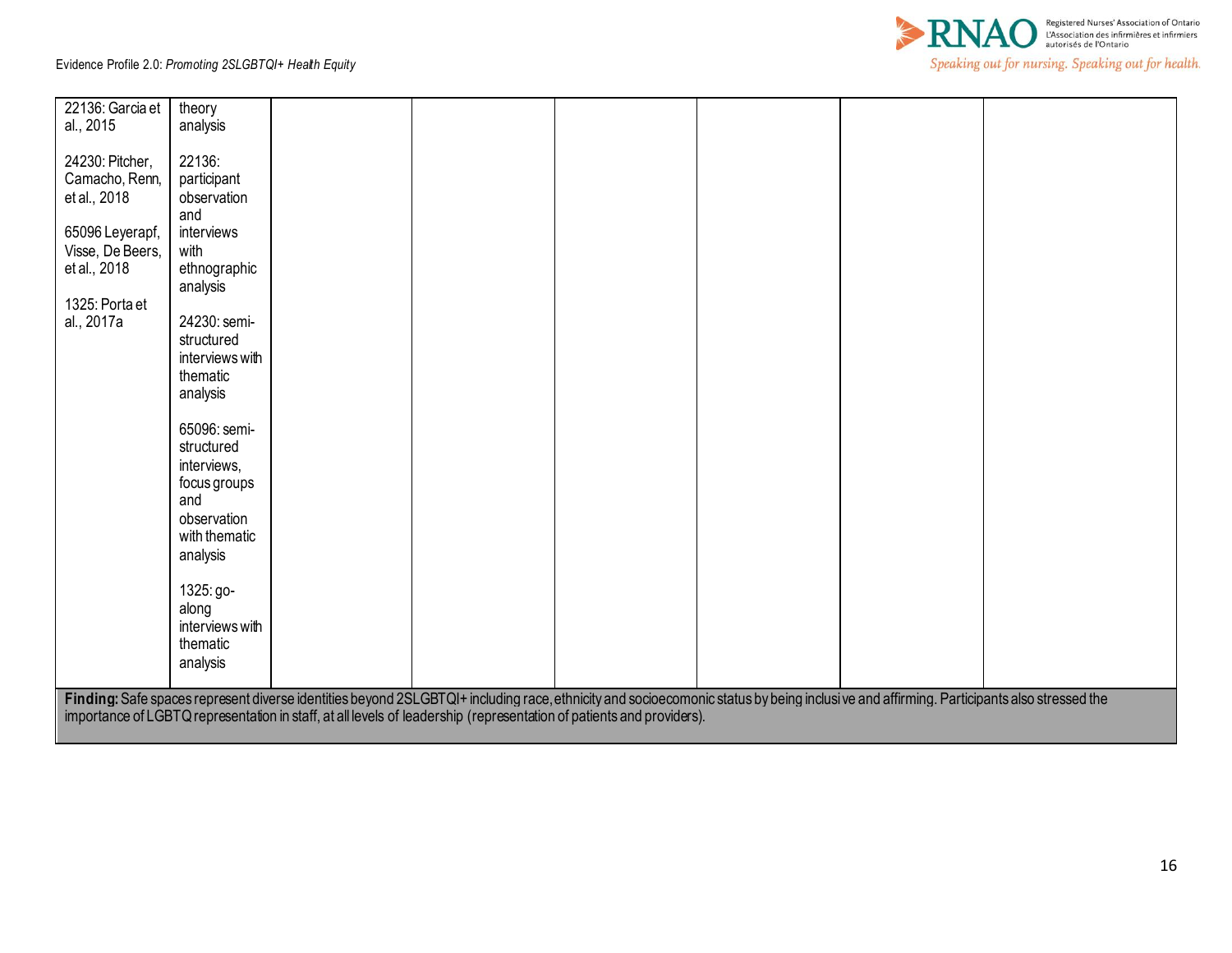| | | | | | | | |
|---|---|---|---|---|---|---|---|
| 22136: Garcia et al., 2015<br><br>24230: Pitcher, Camacho, Renn, et al., 2018<br><br>65096 Leyerapf, Visse, De Beers, et al., 2018<br><br>1325: Porta et al., 2017a | theory analysis<br><br>22136: participant observation and interviews with ethnographic analysis<br><br>24230: semi-structured interviews with thematic analysis<br><br>65096: semi-structured interviews, focus groups and observation with thematic analysis<br><br>1325: go-along interviews with thematic analysis | | | | | | |

**Finding:** Safe spaces represent diverse identities beyond 2SLGBTQI+ including race, ethnicity and socioecomonic status by being inclusive and affirming. Participants also stressed the importance of LGBTQ representation in staff, at all levels of leadership (representation of patients and providers).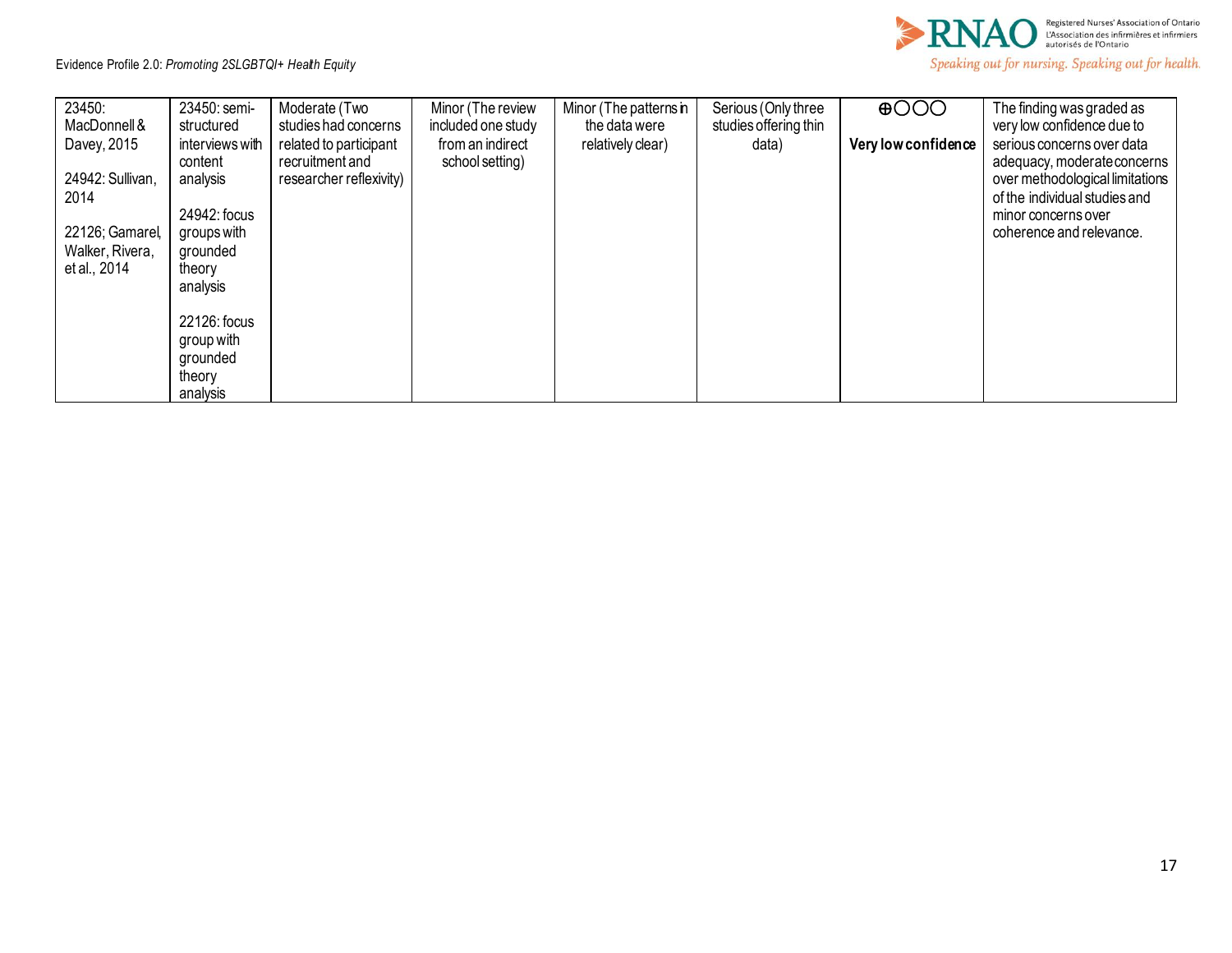| | | | | | | | |
|---|---|---|---|---|---|---|---|
| 23450: MacDonnell & Davey, 2015<br><br>24942: Sullivan, 2014<br><br>22126; Gamarel, Walker, Rivera, et al., 2014 | 23450: semi-structured interviews with content analysis<br><br>24942: focus groups with grounded theory analysis<br><br>22126: focus group with grounded theory analysis | Moderate (Two studies had concerns related to participant recruitment and researcher reflexivity) | Minor (The review included one study from an indirect school setting) | Minor (The patterns in the data were relatively clear) | Serious (Only three studies offering thin data) | ⊕◯◯◯<br><br>**Very low confidence** | The finding was graded as very low confidence due to serious concerns over data adequacy, moderate concerns over methodological limitations of the individual studies and minor concerns over coherence and relevance. |